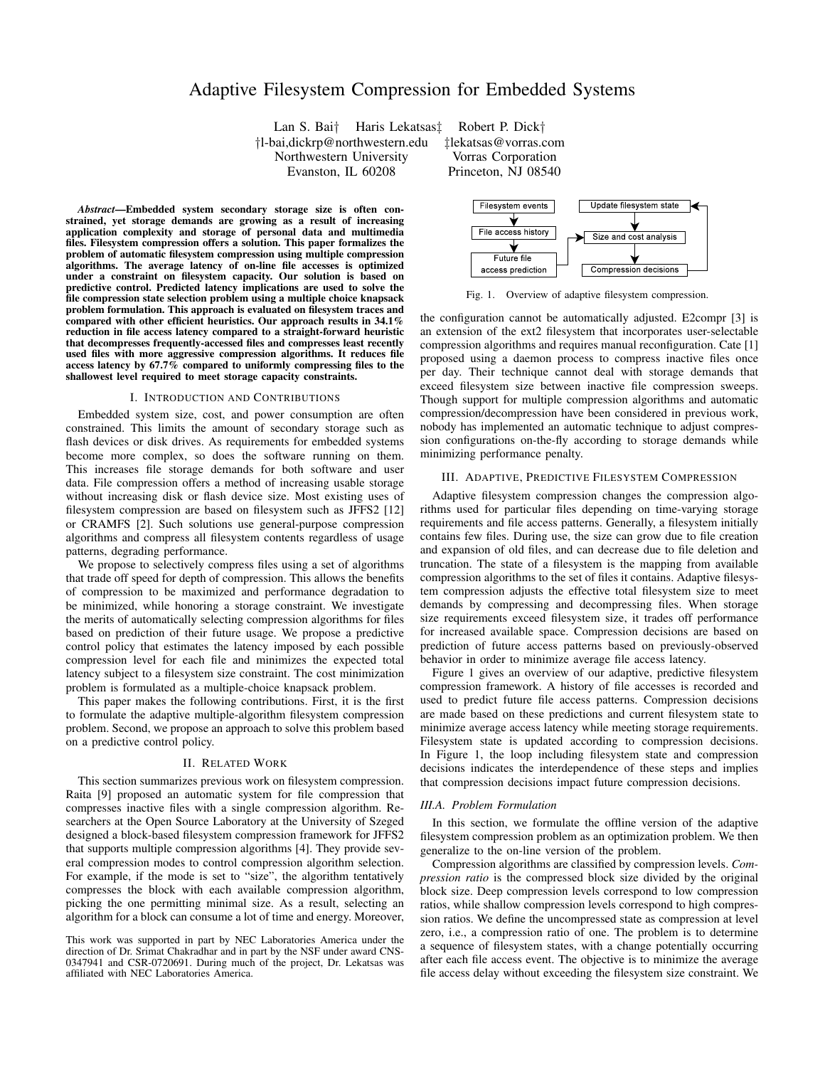# Adaptive Filesystem Compression for Embedded Systems

Lan S. Bai† Haris Lekatsas‡ Robert P. Dick†
†l-bai,dickrp@northwestern.edu ‡lekatsas@vorras.com
Northwestern University Vorras Corporation
Evanston, IL 60208 Princeton, NJ 08540

***Abstract*—Embedded system secondary storage size is often constrained, yet storage demands are growing as a result of increasing application complexity and storage of personal data and multimedia files. Filesystem compression offers a solution. This paper formalizes the problem of automatic filesystem compression using multiple compression algorithms. The average latency of on-line file accesses is optimized under a constraint on filesystem capacity. Our solution is based on predictive control. Predicted latency implications are used to solve the file compression state selection problem using a multiple choice knapsack problem formulation. This approach is evaluated on filesystem traces and compared with other efficient heuristics. Our approach results in 34.1% reduction in file access latency compared to a straight-forward heuristic that decompresses frequently-accessed files and compresses least recently used files with more aggressive compression algorithms. It reduces file access latency by 67.7% compared to uniformly compressing files to the shallowest level required to meet storage capacity constraints.**

## I. Introduction and Contributions

Embedded system size, cost, and power consumption are often constrained. This limits the amount of secondary storage such as flash devices or disk drives. As requirements for embedded systems become more complex, so does the software running on them. This increases file storage demands for both software and user data. File compression offers a method of increasing usable storage without increasing disk or flash device size. Most existing uses of filesystem compression are based on filesystem such as JFFS2 [12] or CRAMFS [2]. Such solutions use general-purpose compression algorithms and compress all filesystem contents regardless of usage patterns, degrading performance.

We propose to selectively compress files using a set of algorithms that trade off speed for depth of compression. This allows the benefits of compression to be maximized and performance degradation to be minimized, while honoring a storage constraint. We investigate the merits of automatically selecting compression algorithms for files based on prediction of their future usage. We propose a predictive control policy that estimates the latency imposed by each possible compression level for each file and minimizes the expected total latency subject to a filesystem size constraint. The cost minimization problem is formulated as a multiple-choice knapsack problem.

This paper makes the following contributions. First, it is the first to formulate the adaptive multiple-algorithm filesystem compression problem. Second, we propose an approach to solve this problem based on a predictive control policy.

## II. Related Work

This section summarizes previous work on filesystem compression. Raita [9] proposed an automatic system for file compression that compresses inactive files with a single compression algorithm. Researchers at the Open Source Laboratory at the University of Szeged designed a block-based filesystem compression framework for JFFS2 that supports multiple compression algorithms [4]. They provide several compression modes to control compression algorithm selection. For example, if the mode is set to "size", the algorithm tentatively compresses the block with each available compression algorithm, picking the one permitting minimal size. As a result, selecting an algorithm for a block can consume a lot of time and energy. Moreover, the configuration cannot be automatically adjusted. E2compr [3] is an extension of the ext2 filesystem that incorporates user-selectable compression algorithms and requires manual reconfiguration. Cate [1] proposed using a daemon process to compress inactive files once per day. Their technique cannot deal with storage demands that exceed filesystem size between inactive file compression sweeps. Though support for multiple compression algorithms and automatic compression/decompression have been considered in previous work, nobody has implemented an automatic technique to adjust compression configurations on-the-fly according to storage demands while minimizing performance penalty.

This work was supported in part by NEC Laboratories America under the direction of Dr. Srimat Chakradhar and in part by the NSF under award CNS-0347941 and CSR-0720691. During much of the project, Dr. Lekatsas was affiliated with NEC Laboratories America.

Filesystem events
File access history
Future file access prediction
Update filesystem state
Size and cost analysis
Compression decisions

Fig. 1. Overview of adaptive filesystem compression.

## III. Adaptive, Predictive Filesystem Compression

Adaptive filesystem compression changes the compression algorithms used for particular files depending on time-varying storage requirements and file access patterns. Generally, a filesystem initially contains few files. During use, the size can grow due to file creation and expansion of old files, and can decrease due to file deletion and truncation. The state of a filesystem is the mapping from available compression algorithms to the set of files it contains. Adaptive filesystem compression adjusts the effective total filesystem size to meet demands by compressing and decompressing files. When storage size requirements exceed filesystem size, it trades off performance for increased available space. Compression decisions are based on prediction of future access patterns based on previously-observed behavior in order to minimize average file access latency.

Figure 1 gives an overview of our adaptive, predictive filesystem compression framework. A history of file accesses is recorded and used to predict future file access patterns. Compression decisions are made based on these predictions and current filesystem state to minimize average access latency while meeting storage requirements. Filesystem state is updated according to compression decisions. In Figure 1, the loop including filesystem state and compression decisions indicates the interdependence of these steps and implies that compression decisions impact future compression decisions.

### III.A. Problem Formulation

In this section, we formulate the offline version of the adaptive filesystem compression problem as an optimization problem. We then generalize to the on-line version of the problem.

Compression algorithms are classified by compression levels. *Compression ratio* is the compressed block size divided by the original block size. Deep compression levels correspond to low compression ratios, while shallow compression levels correspond to high compression ratios. We define the uncompressed state as compression at level zero, i.e., a compression ratio of one. The problem is to determine a sequence of filesystem states, with a change potentially occurring after each file access event. The objective is to minimize the average file access delay without exceeding the filesystem size constraint. We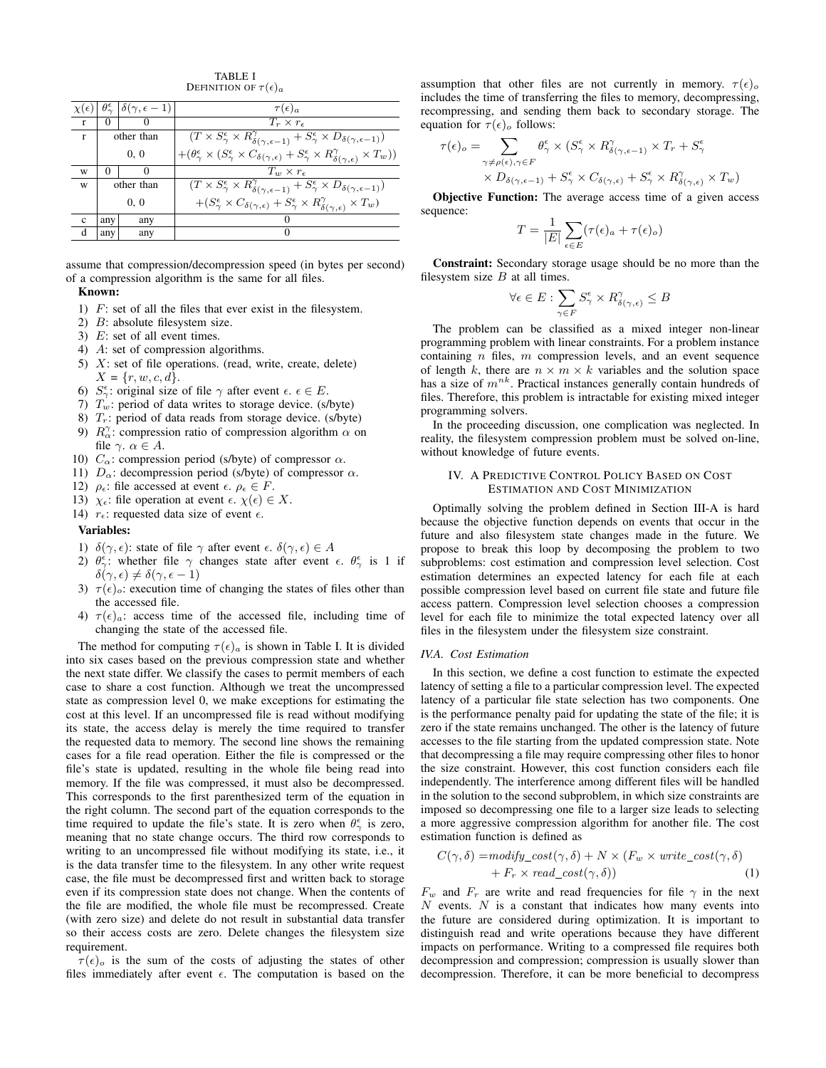TABLE I
DEFINITION OF $\tau(\epsilon)_a$

| $\chi(\epsilon)$ | $\theta_\gamma^\epsilon$ | $\delta(\gamma, \epsilon-1)$ | $\tau(\epsilon)_a$ |
|---|---|---|---|
| r | 0 | 0 | $T_r \times r_\epsilon$ |
| r | other than 0, 0 | | $(T \times S_\gamma^\epsilon \times R_{\delta(\gamma,\epsilon-1)}^\gamma + S_\gamma^\epsilon \times D_{\delta(\gamma,\epsilon-1)})$ $+(\theta_\gamma^\epsilon \times (S_\gamma^\epsilon \times C_{\delta(\gamma,\epsilon)} + S_\gamma^\epsilon \times R_{\delta(\gamma,\epsilon)}^\gamma \times T_w))$ |
| w | 0 | 0 | $T_w \times r_\epsilon$ |
| w | other than 0, 0 | | $(T \times S_\gamma^\epsilon \times R_{\delta(\gamma,\epsilon-1)}^\gamma + S_\gamma^\epsilon \times D_{\delta(\gamma,\epsilon-1)})$ $+(S_\gamma^\epsilon \times C_{\delta(\gamma,\epsilon)} + S_\gamma^\epsilon \times R_{\delta(\gamma,\epsilon)}^\gamma \times T_w)$ |
| c | any | any | 0 |
| d | any | any | 0 |

assume that compression/decompression speed (in bytes per second) of a compression algorithm is the same for all files.

**Known:**

1) $F$: set of all the files that ever exist in the filesystem.
2) $B$: absolute filesystem size.
3) $E$: set of all event times.
4) $A$: set of compression algorithms.
5) $X$: set of file operations. (read, write, create, delete) $X = \{r, w, c, d\}$.
6) $S_\gamma^\epsilon$: original size of file $\gamma$ after event $\epsilon$. $\epsilon \in E$.
7) $T_w$: period of data writes to storage device. (s/byte)
8) $T_r$: period of data reads from storage device. (s/byte)
9) $R_\alpha^\gamma$: compression ratio of compression algorithm $\alpha$ on file $\gamma$. $\alpha \in A$.
10) $C_\alpha$: compression period (s/byte) of compressor $\alpha$.
11) $D_\alpha$: decompression period (s/byte) of compressor $\alpha$.
12) $\rho_\epsilon$: file accessed at event $\epsilon$. $\rho_\epsilon \in F$.
13) $\chi_\epsilon$: file operation at event $\epsilon$. $\chi(\epsilon) \in X$.
14) $r_\epsilon$: requested data size of event $\epsilon$.

**Variables:**

1) $\delta(\gamma, \epsilon)$: state of file $\gamma$ after event $\epsilon$. $\delta(\gamma, \epsilon) \in A$
2) $\theta_\gamma^\epsilon$: whether file $\gamma$ changes state after event $\epsilon$. $\theta_\gamma^\epsilon$ is 1 if $\delta(\gamma, \epsilon) \neq \delta(\gamma, \epsilon - 1)$
3) $\tau(\epsilon)_o$: execution time of changing the states of files other than the accessed file.
4) $\tau(\epsilon)_a$: access time of the accessed file, including time of changing the state of the accessed file.

The method for computing $\tau(\epsilon)_a$ is shown in Table I. It is divided into six cases based on the previous compression state and whether the next state differ. We classify the cases to permit members of each case to share a cost function. Although we treat the uncompressed state as compression level 0, we make exceptions for estimating the cost at this level. If an uncompressed file is read without modifying its state, the access delay is merely the time required to transfer the requested data to memory. The second line shows the remaining cases for a file read operation. Either the file is compressed or the file's state is updated, resulting in the whole file being read into memory. If the file was compressed, it must also be decompressed. This corresponds to the first parenthesized term of the equation in the right column. The second part of the equation corresponds to the time required to update the file's state. It is zero when $\theta_\gamma^\epsilon$ is zero, meaning that no state change occurs. The third row corresponds to writing to an uncompressed file without modifying its state, i.e., it is the data transfer time to the filesystem. In any other write request case, the file must be decompressed first and written back to storage even if its compression state does not change. When the contents of the file are modified, the whole file must be recompressed. Create (with zero size) and delete do not result in substantial data transfer so their access costs are zero. Delete changes the filesystem size requirement.

$\tau(\epsilon)_o$ is the sum of the costs of adjusting the states of other files immediately after event $\epsilon$. The computation is based on the assumption that other files are not currently in memory. $\tau(\epsilon)_o$ includes the time of transferring the files to memory, decompressing, recompressing, and sending them back to secondary storage. The equation for $\tau(\epsilon)_o$ follows:

$$\tau(\epsilon)_o = \sum_{\gamma \neq \rho(\epsilon), \gamma \in F} \theta_\gamma^\epsilon \times (S_\gamma^\epsilon \times R_{\delta(\gamma,\epsilon-1)}^\gamma \times T_r + S_\gamma^\epsilon \times D_{\delta(\gamma,\epsilon-1)} + S_\gamma^\epsilon \times C_{\delta(\gamma,\epsilon)} + S_\gamma^\epsilon \times R_{\delta(\gamma,\epsilon)}^\gamma \times T_w)$$

**Objective Function:** The average access time of a given access sequence:

$$T = \frac{1}{|E|} \sum_{\epsilon \in E} (\tau(\epsilon)_a + \tau(\epsilon)_o)$$

**Constraint:** Secondary storage usage should be no more than the filesystem size $B$ at all times.

$$\forall \epsilon \in E : \sum_{\gamma \in F} S_\gamma^\epsilon \times R_{\delta(\gamma,\epsilon)}^\gamma \leq B$$

The problem can be classified as a mixed integer non-linear programming problem with linear constraints. For a problem instance containing $n$ files, $m$ compression levels, and an event sequence of length $k$, there are $n \times m \times k$ variables and the solution space has a size of $m^{nk}$. Practical instances generally contain hundreds of files. Therefore, this problem is intractable for existing mixed integer programming solvers.

In the proceeding discussion, one complication was neglected. In reality, the filesystem compression problem must be solved on-line, without knowledge of future events.

## IV. A Predictive Control Policy Based on Cost Estimation and Cost Minimization

Optimally solving the problem defined in Section III-A is hard because the objective function depends on events that occur in the future and also filesystem state changes made in the future. We propose to break this loop by decomposing the problem to two subproblems: cost estimation and compression level selection. Cost estimation determines an expected latency for each file at each possible compression level based on current file state and future file access pattern. Compression level selection chooses a compression level for each file to minimize the total expected latency over all files in the filesystem under the filesystem size constraint.

### IV.A. Cost Estimation

In this section, we define a cost function to estimate the expected latency of setting a file to a particular compression level. The expected latency of a particular file state selection has two components. One is the performance penalty paid for updating the state of the file; it is zero if the state remains unchanged. The other is the latency of future accesses to the file starting from the updated compression state. Note that decompressing a file may require compressing other files to honor the size constraint. However, this cost function considers each file independently. The interference among different files will be handled in the solution to the second subproblem, in which size constraints are imposed so decompressing one file to a larger size leads to selecting a more aggressive compression algorithm for another file. The cost estimation function is defined as

$$C(\gamma, \delta) = modify\_cost(\gamma, \delta) + N \times (F_w \times write\_cost(\gamma, \delta) + F_r \times read\_cost(\gamma, \delta)) \quad (1)$$

$F_w$ and $F_r$ are write and read frequencies for file $\gamma$ in the next $N$ events. $N$ is a constant that indicates how many events into the future are considered during optimization. It is important to distinguish read and write operations because they have different impacts on performance. Writing to a compressed file requires both decompression and compression; compression is usually slower than decompression. Therefore, it can be more beneficial to decompress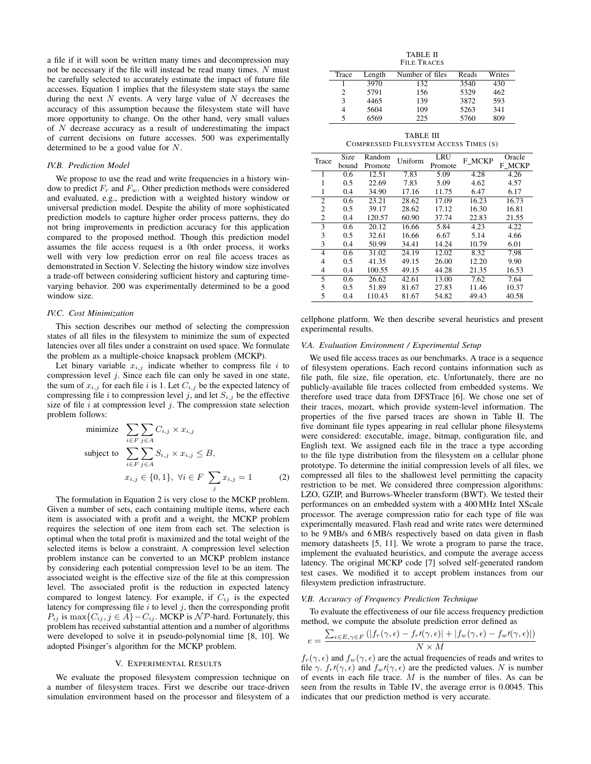a file if it will soon be written many times and decompression may not be necessary if the file will instead be read many times. $N$ must be carefully selected to accurately estimate the impact of future file accesses. Equation 1 implies that the filesystem state stays the same during the next $N$ events. A very large value of $N$ decreases the accuracy of this assumption because the filesystem state will have more opportunity to change. On the other hand, very small values of $N$ decrease accuracy as a result of underestimating the impact of current decisions on future accesses. 500 was experimentally determined to be a good value for $N$.

### *IV.B. Prediction Model*

We propose to use the read and write frequencies in a history window to predict $F_r$ and $F_w$. Other prediction methods were considered and evaluated, e.g., prediction with a weighted history window or universal prediction model. Despite the ability of more sophisticated prediction models to capture higher order process patterns, they do not bring improvements in prediction accuracy for this application compared to the proposed method. Though this prediction model assumes the file access request is a 0th order process, it works well with very low prediction error on real file access traces as demonstrated in Section V. Selecting the history window size involves a trade-off between considering sufficient history and capturing time-varying behavior. 200 was experimentally determined to be a good window size.

### *IV.C. Cost Minimization*

This section describes our method of selecting the compression states of all files in the filesystem to minimize the sum of expected latencies over all files under a constraint on used space. We formulate the problem as a multiple-choice knapsack problem (MCKP).

Let binary variable $x_{i,j}$ indicate whether to compress file $i$ to compression level $j$. Since each file can only be saved in one state, the sum of $x_{i,j}$ for each file $i$ is 1. Let $C_{i,j}$ be the expected latency of compressing file $i$ to compression level $j$, and let $S_{i,j}$ be the effective size of file $i$ at compression level $j$. The compression state selection problem follows:

$$\begin{aligned}
\text{minimize} \quad & \sum_{i \in F} \sum_{j \in A} C_{i,j} \times x_{i,j} \\
\text{subject to} \quad & \sum_{i \in F} \sum_{j \in A} S_{i,j} \times x_{i,j} \leq B, \\
& x_{i,j} \in \{0, 1\}, \ \forall i \in F \ \sum_{j} x_{i,j} = 1
\end{aligned} \tag{2}$$

The formulation in Equation 2 is very close to the MCKP problem. Given a number of sets, each containing multiple items, where each item is associated with a profit and a weight, the MCKP problem requires the selection of one item from each set. The selection is optimal when the total profit is maximized and the total weight of the selected items is below a constraint. A compression level selection problem instance can be converted to an MCKP problem instance by considering each potential compression level to be an item. The associated weight is the effective size of the file at this compression level. The associated profit is the reduction in expected latency compared to longest latency. For example, if $C_{ij}$ is the expected latency for compressing file $i$ to level $j$, then the corresponding profit $P_{ij}$ is $\max\{C_{ij}, j \in A\} - C_{ij}$. MCKP is $\mathcal{NP}$-hard. Fortunately, this problem has received substantial attention and a number of algorithms were developed to solve it in pseudo-polynomial time [8, 10]. We adopted Pisinger's algorithm for the MCKP problem.

## V. Experimental Results

We evaluate the proposed filesystem compression technique on a number of filesystem traces. First we describe our trace-driven simulation environment based on the processor and filesystem of a cellphone platform. We then describe several heuristics and present experimental results.

TABLE II
FILE TRACES

| Trace | Length | Number of files | Reads | Writes |
|---|---|---|---|---|
| 1 | 3970 | 132 | 3540 | 430 |
| 2 | 5791 | 156 | 5329 | 462 |
| 3 | 4465 | 139 | 3872 | 593 |
| 4 | 5604 | 109 | 5263 | 341 |
| 5 | 6569 | 225 | 5760 | 809 |

TABLE III
COMPRESSED FILESYSTEM ACCESS TIMES (S)

| Trace | Size bound | Random Promote | Uniform | LRU Promote | F_MCKP | Oracle F_MCKP |
|---|---|---|---|---|---|---|
| 1 | 0.6 | 12.51 | 7.83 | 5.09 | 4.28 | 4.26 |
| 1 | 0.5 | 22.69 | 7.83 | 5.09 | 4.62 | 4.57 |
| 1 | 0.4 | 34.90 | 17.16 | 11.75 | 6.47 | 6.17 |
| 2 | 0.6 | 23.21 | 28.62 | 17.09 | 16.23 | 16.73 |
| 2 | 0.5 | 39.17 | 28.62 | 17.12 | 16.30 | 16.81 |
| 2 | 0.4 | 120.57 | 60.90 | 37.74 | 22.83 | 21.55 |
| 3 | 0.6 | 20.12 | 16.66 | 5.84 | 4.23 | 4.22 |
| 3 | 0.5 | 32.61 | 16.66 | 6.67 | 5.14 | 4.66 |
| 3 | 0.4 | 50.99 | 34.41 | 14.24 | 10.79 | 6.01 |
| 4 | 0.6 | 31.02 | 24.19 | 12.02 | 8.32 | 7.98 |
| 4 | 0.5 | 41.35 | 49.15 | 26.00 | 12.20 | 9.90 |
| 4 | 0.4 | 100.55 | 49.15 | 44.28 | 21.35 | 16.53 |
| 5 | 0.6 | 26.62 | 42.61 | 13.00 | 7.62 | 7.64 |
| 5 | 0.5 | 51.89 | 81.67 | 27.83 | 11.46 | 10.37 |
| 5 | 0.4 | 110.43 | 81.67 | 54.82 | 49.43 | 40.58 |

### *V.A. Evaluation Environment / Experimental Setup*

We used file access traces as our benchmarks. A trace is a sequence of filesystem operations. Each record contains information such as file path, file size, file operation, etc. Unfortunately, there are no publicly-available file traces collected from embedded systems. We therefore used trace data from DFSTrace [6]. We chose one set of their traces, mozart, which provide system-level information. The properties of the five parsed traces are shown in Table II. The five dominant file types appearing in real cellular phone filesystems were considered: executable, image, bitmap, configuration file, and English text. We assigned each file in the trace a type according to the file type distribution from the filesystem on a cellular phone prototype. To determine the initial compression levels of all files, we compressed all files to the shallowest level permitting the capacity restriction to be met. We considered three compression algorithms: LZO, GZIP, and Burrows-Wheeler transform (BWT). We tested their performances on an embedded system with a 400 MHz Intel XScale processor. The average compression ratio for each type of file was experimentally measured. Flash read and write rates were determined to be 9 MB/s and 6 MB/s respectively based on data given in flash memory datasheets [5, 11]. We wrote a program to parse the trace, implement the evaluated heuristics, and compute the average access latency. The original MCKP code [7] solved self-generated random test cases. We modified it to accept problem instances from our filesystem prediction infrastructure.

### *V.B. Accuracy of Frequency Prediction Technique*

To evaluate the effectiveness of our file access frequency prediction method, we compute the absolute prediction error defined as

$$e = \frac{\sum_{\epsilon \in E, \gamma \in F} \left( |f_r(\gamma, \epsilon) - f_r\prime(\gamma, \epsilon)| + |f_w(\gamma, \epsilon) - f_w\prime(\gamma, \epsilon)| \right)}{N \times M}$$

$f_r(\gamma, \epsilon)$ and $f_w(\gamma, \epsilon)$ are the actual frequencies of reads and writes to file $\gamma$. $f_r\prime(\gamma, \epsilon)$ and $f_w\prime(\gamma, \epsilon)$ are the predicted values. $N$ is number of events in each file trace. $M$ is the number of files. As can be seen from the results in Table IV, the average error is 0.0045. This indicates that our prediction method is very accurate.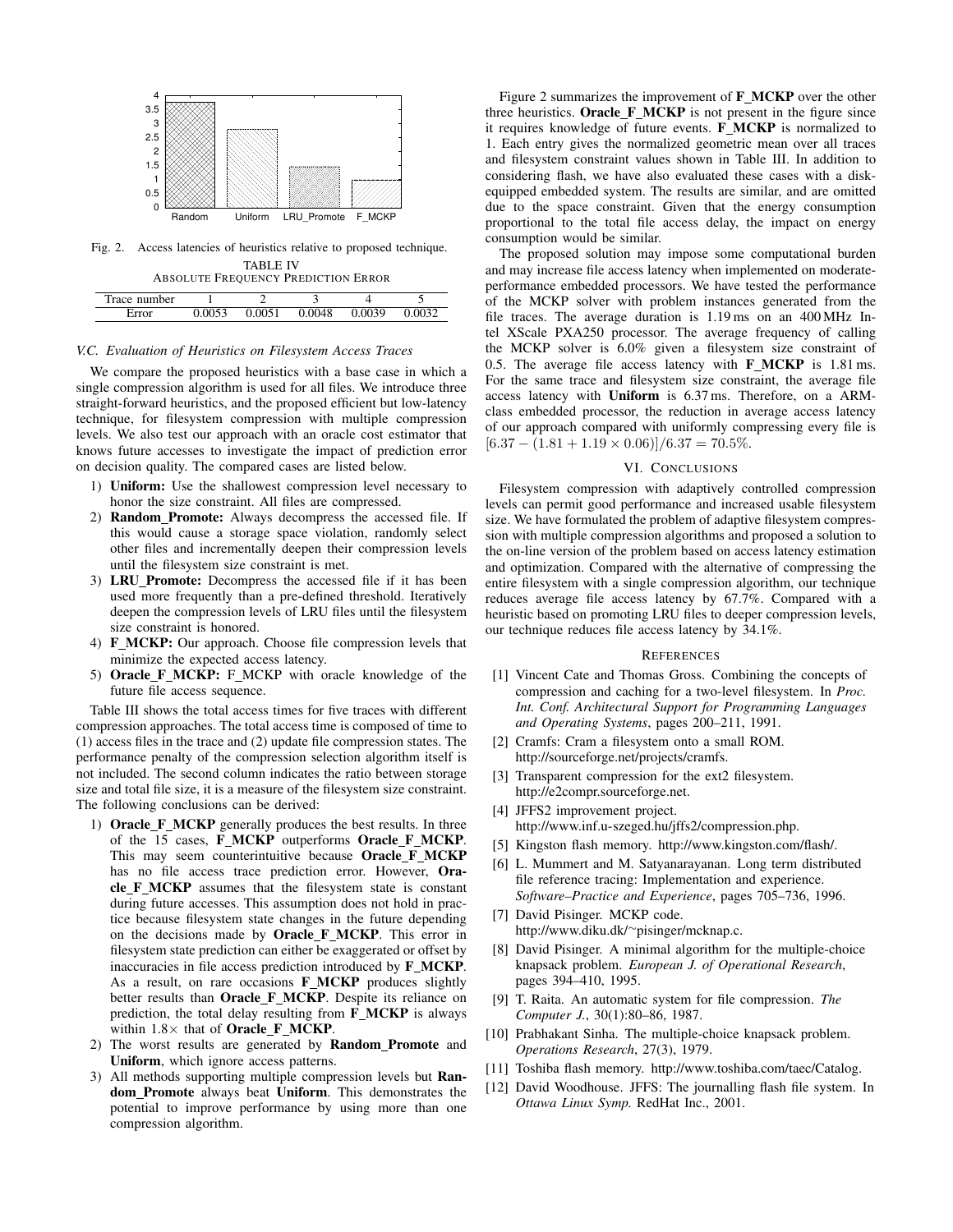4
3.5
3
2.5
2
1.5
1
0.5
0
Random
Uniform
LRU_Promote
F_MCKP

Fig. 2. Access latencies of heuristics relative to proposed technique.

TABLE IV
ABSOLUTE FREQUENCY PREDICTION ERROR

| Trace number | 1 | 2 | 3 | 4 | 5 |
|---|---|---|---|---|---|
| Error | 0.0053 | 0.0051 | 0.0048 | 0.0039 | 0.0032 |

### V.C. Evaluation of Heuristics on Filesystem Access Traces

We compare the proposed heuristics with a base case in which a single compression algorithm is used for all files. We introduce three straight-forward heuristics, and the proposed efficient but low-latency technique, for filesystem compression with multiple compression levels. We also test our approach with an oracle cost estimator that knows future accesses to investigate the impact of prediction error on decision quality. The compared cases are listed below.

1) **Uniform:** Use the shallowest compression level necessary to honor the size constraint. All files are compressed.
2) **Random_Promote:** Always decompress the accessed file. If this would cause a storage space violation, randomly select other files and incrementally deepen their compression levels until the filesystem size constraint is met.
3) **LRU_Promote:** Decompress the accessed file if it has been used more frequently than a pre-defined threshold. Iteratively deepen the compression levels of LRU files until the filesystem size constraint is honored.
4) **F_MCKP:** Our approach. Choose file compression levels that minimize the expected access latency.
5) **Oracle_F_MCKP:** F_MCKP with oracle knowledge of the future file access sequence.

Table III shows the total access times for five traces with different compression approaches. The total access time is composed of time to (1) access files in the trace and (2) update file compression states. The performance penalty of the compression selection algorithm itself is not included. The second column indicates the ratio between storage size and total file size, it is a measure of the filesystem size constraint. The following conclusions can be derived:

1) **Oracle_F_MCKP** generally produces the best results. In three of the 15 cases, **F_MCKP** outperforms **Oracle_F_MCKP**. This may seem counterintuitive because **Oracle_F_MCKP** has no file access trace prediction error. However, **Oracle_F_MCKP** assumes that the filesystem state is constant during future accesses. This assumption does not hold in practice because filesystem state changes in the future depending on the decisions made by **Oracle_F_MCKP**. This error in filesystem state prediction can either be exaggerated or offset by inaccuracies in file access prediction introduced by **F_MCKP**. As a result, on rare occasions **F_MCKP** produces slightly better results than **Oracle_F_MCKP**. Despite its reliance on prediction, the total delay resulting from **F_MCKP** is always within $1.8\times$ that of **Oracle_F_MCKP**.
2) The worst results are generated by **Random_Promote** and **Uniform**, which ignore access patterns.
3) All methods supporting multiple compression levels but **Random_Promote** always beat **Uniform**. This demonstrates the potential to improve performance by using more than one compression algorithm.

Figure 2 summarizes the improvement of **F_MCKP** over the other three heuristics. **Oracle_F_MCKP** is not present in the figure since it requires knowledge of future events. **F_MCKP** is normalized to 1. Each entry gives the normalized geometric mean over all traces and filesystem constraint values shown in Table III. In addition to considering flash, we have also evaluated these cases with a disk-equipped embedded system. The results are similar, and are omitted due to the space constraint. Given that the energy consumption proportional to the total file access delay, the impact on energy consumption would be similar.

The proposed solution may impose some computational burden and may increase file access latency when implemented on moderate-performance embedded processors. We have tested the performance of the MCKP solver with problem instances generated from the file traces. The average duration is 1.19 ms on an 400 MHz Intel XScale PXA250 processor. The average frequency of calling the MCKP solver is 6.0% given a filesystem size constraint of 0.5. The average file access latency with **F_MCKP** is 1.81 ms. For the same trace and filesystem size constraint, the average file access latency with **Uniform** is 6.37 ms. Therefore, on a ARM-class embedded processor, the reduction in average access latency of our approach compared with uniformly compressing every file is $[6.37 - (1.81 + 1.19 \times 0.06)]/6.37 = 70.5\%$.

## VI. CONCLUSIONS

Filesystem compression with adaptively controlled compression levels can permit good performance and increased usable filesystem size. We have formulated the problem of adaptive filesystem compression with multiple compression algorithms and proposed a solution to the on-line version of the problem based on access latency estimation and optimization. Compared with the alternative of compressing the entire filesystem with a single compression algorithm, our technique reduces average file access latency by 67.7%. Compared with a heuristic based on promoting LRU files to deeper compression levels, our technique reduces file access latency by 34.1%.

## REFERENCES

[1] Vincent Cate and Thomas Gross. Combining the concepts of compression and caching for a two-level filesystem. In *Proc. Int. Conf. Architectural Support for Programming Languages and Operating Systems*, pages 200–211, 1991.

[2] Cramfs: Cram a filesystem onto a small ROM. http://sourceforge.net/projects/cramfs.

[3] Transparent compression for the ext2 filesystem. http://e2compr.sourceforge.net.

[4] JFFS2 improvement project. http://www.inf.u-szeged.hu/jffs2/compression.php.

[5] Kingston flash memory. http://www.kingston.com/flash/.

[6] L. Mummert and M. Satyanarayanan. Long term distributed file reference tracing: Implementation and experience. *Software–Practice and Experience*, pages 705–736, 1996.

[7] David Pisinger. MCKP code. http://www.diku.dk/~pisinger/mcknap.c.

[8] David Pisinger. A minimal algorithm for the multiple-choice knapsack problem. *European J. of Operational Research*, pages 394–410, 1995.

[9] T. Raita. An automatic system for file compression. *The Computer J.*, 30(1):80–86, 1987.

[10] Prabhakant Sinha. The multiple-choice knapsack problem. *Operations Research*, 27(3), 1979.

[11] Toshiba flash memory. http://www.toshiba.com/taec/Catalog.

[12] David Woodhouse. JFFS: The journalling flash file system. In *Ottawa Linux Symp.* RedHat Inc., 2001.